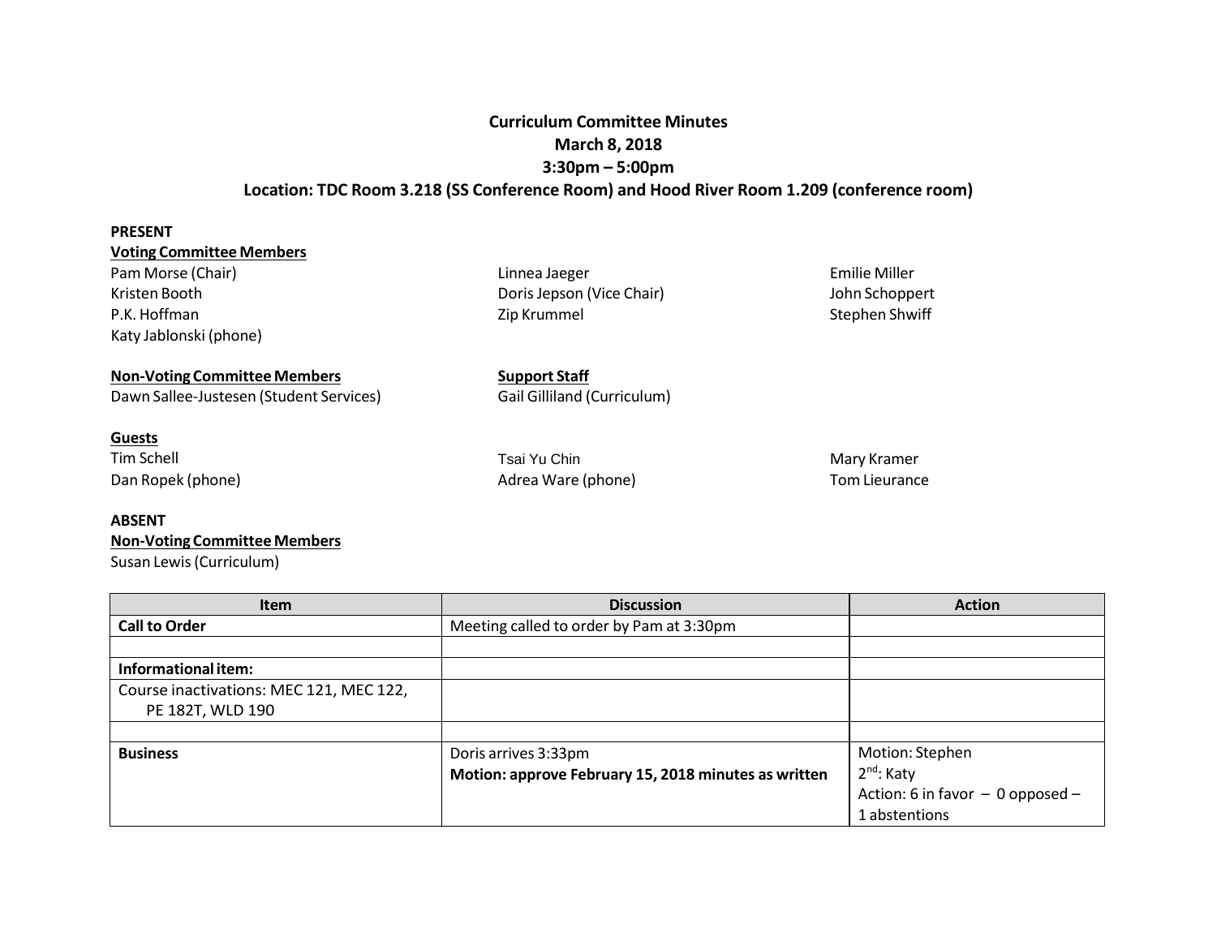# Curriculum Committee Minutes
## March 8, 2018
## 3:30pm – 5:00pm
## Location: TDC Room 3.218 (SS Conference Room) and Hood River Room 1.209 (conference room)

**PRESENT**

**Voting Committee Members**

Pam Morse (Chair)
Kristen Booth
P.K. Hoffman
Katy Jablonski (phone)
Linnea Jaeger
Doris Jepson (Vice Chair)
Zip Krummel
Emilie Miller
John Schoppert
Stephen Shwiff

**Non-Voting Committee Members**

Dawn Sallee-Justesen (Student Services)

**Support Staff**

Gail Gilliland (Curriculum)

**Guests**

Tim Schell
Dan Ropek (phone)
Tsai Yu Chin
Adrea Ware (phone)
Mary Kramer
Tom Lieurance

**ABSENT**

**Non-Voting Committee Members**

Susan Lewis (Curriculum)

| Item | Discussion | Action |
|---|---|---|
| **Call to Order** | Meeting called to order by Pam at 3:30pm | |
| | | |
| **Informational item:** | | |
| Course inactivations: MEC 121, MEC 122, PE 182T, WLD 190 | | |
| | | |
| **Business** | Doris arrives 3:33pm<br>**Motion: approve February 15, 2018 minutes as written** | Motion: Stephen<br>2nd: Katy<br>Action: 6 in favor – 0 opposed – 1 abstentions |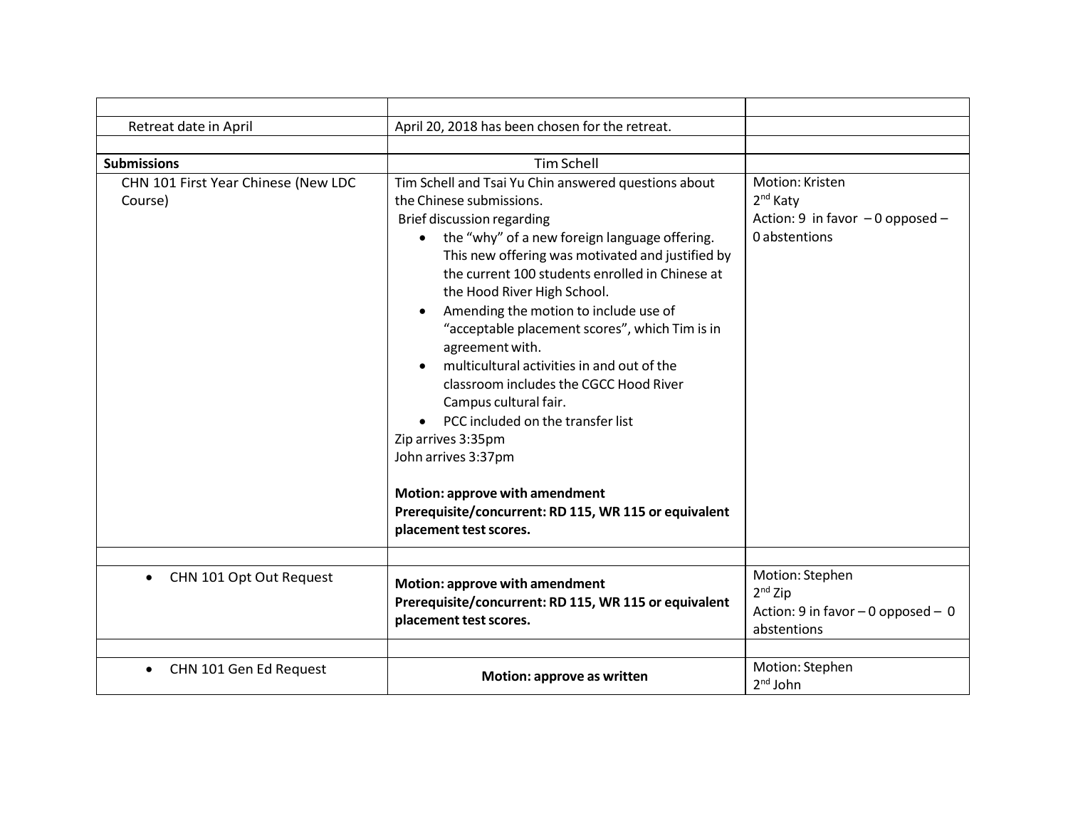| | | |
|---|---|---|
| Retreat date in April | April 20, 2018 has been chosen for the retreat. | |
| | | |
| **Submissions** | Tim Schell | |
| CHN 101 First Year Chinese (New LDC Course) | Tim Schell and Tsai Yu Chin answered questions about the Chinese submissions.<br>Brief discussion regarding<br>• the "why" of a new foreign language offering. This new offering was motivated and justified by the current 100 students enrolled in Chinese at the Hood River High School.<br>• Amending the motion to include use of "acceptable placement scores", which Tim is in agreement with.<br>• multicultural activities in and out of the classroom includes the CGCC Hood River Campus cultural fair.<br>• PCC included on the transfer list<br>Zip arrives 3:35pm<br>John arrives 3:37pm<br><br>**Motion: approve with amendment Prerequisite/concurrent: RD 115, WR 115 or equivalent placement test scores.** | Motion: Kristen<br>2nd Katy<br>Action: 9 in favor – 0 opposed – 0 abstentions |
| | | |
| • CHN 101 Opt Out Request | **Motion: approve with amendment Prerequisite/concurrent: RD 115, WR 115 or equivalent placement test scores.** | Motion: Stephen<br>2nd Zip<br>Action: 9 in favor – 0 opposed – 0 abstentions |
| | | |
| • CHN 101 Gen Ed Request | **Motion: approve as written** | Motion: Stephen<br>2nd John |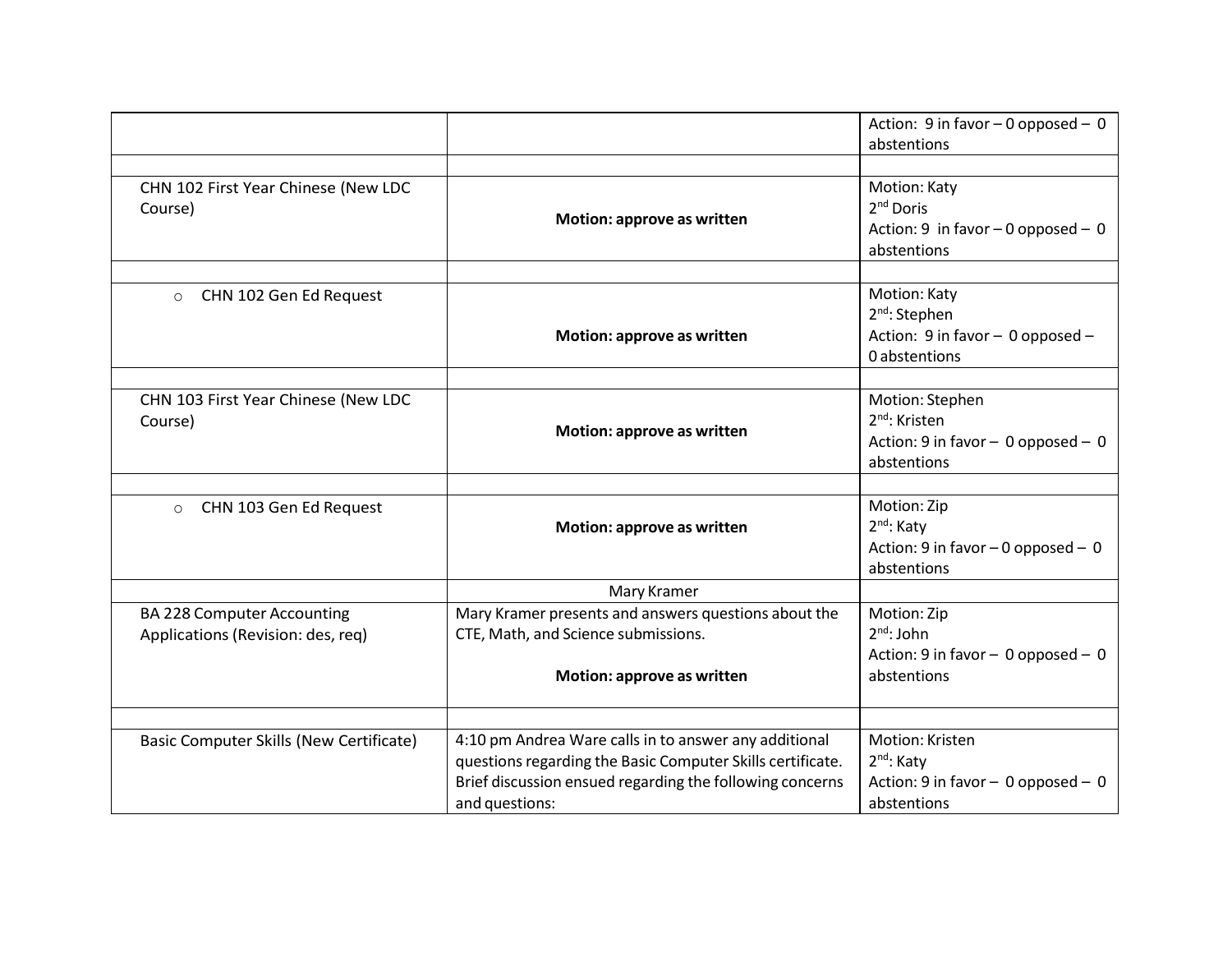| | | |
|---|---|---|
| | | Action: 9 in favor – 0 opposed – 0 abstentions |
| | | |
| CHN 102 First Year Chinese (New LDC Course) | **Motion: approve as written** | Motion: Katy<br>2nd Doris<br>Action: 9 in favor – 0 opposed – 0 abstentions |
| | | |
| ○ CHN 102 Gen Ed Request | **Motion: approve as written** | Motion: Katy<br>2nd: Stephen<br>Action: 9 in favor – 0 opposed – 0 abstentions |
| | | |
| CHN 103 First Year Chinese (New LDC Course) | **Motion: approve as written** | Motion: Stephen<br>2nd: Kristen<br>Action: 9 in favor – 0 opposed – 0 abstentions |
| | | |
| ○ CHN 103 Gen Ed Request | **Motion: approve as written** | Motion: Zip<br>2nd: Katy<br>Action: 9 in favor – 0 opposed – 0 abstentions |
| | Mary Kramer | |
| BA 228 Computer Accounting Applications (Revision: des, req) | Mary Kramer presents and answers questions about the CTE, Math, and Science submissions.<br><br>**Motion: approve as written** | Motion: Zip<br>2nd: John<br>Action: 9 in favor – 0 opposed – 0 abstentions |
| | | |
| Basic Computer Skills (New Certificate) | 4:10 pm Andrea Ware calls in to answer any additional questions regarding the Basic Computer Skills certificate. Brief discussion ensued regarding the following concerns and questions: | Motion: Kristen<br>2nd: Katy<br>Action: 9 in favor – 0 opposed – 0 abstentions |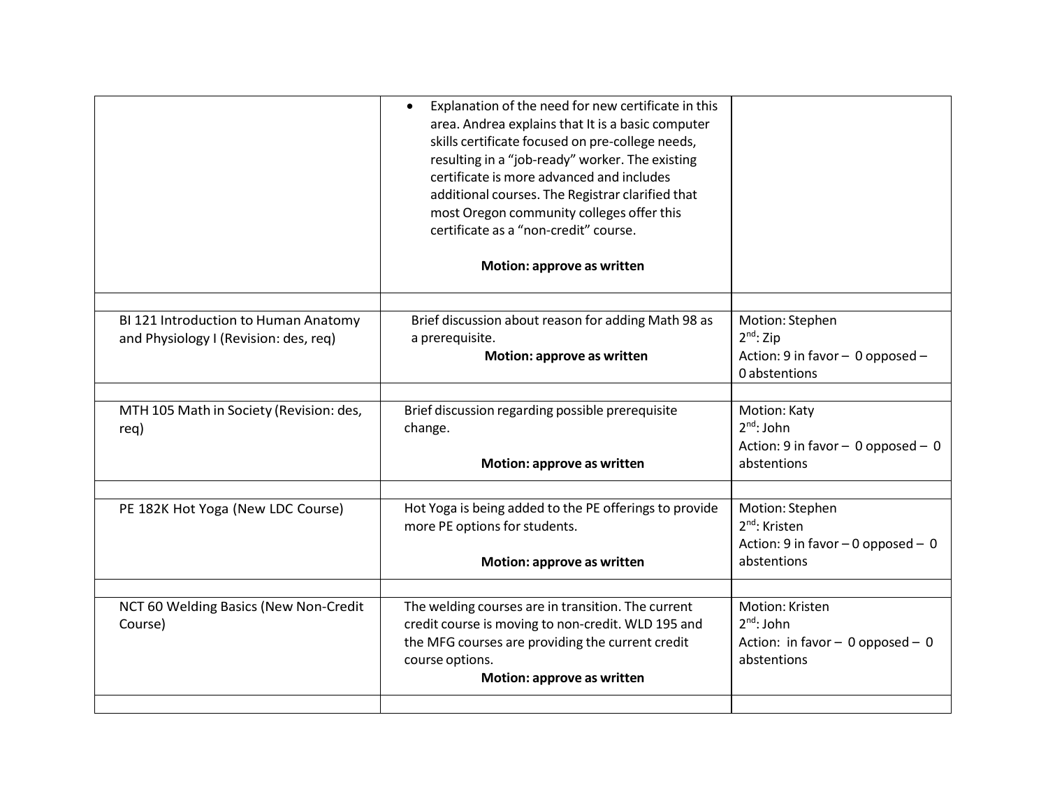| | | |
|---|---|---|
| | • Explanation of the need for new certificate in this area. Andrea explains that It is a basic computer skills certificate focused on pre-college needs, resulting in a "job-ready" worker. The existing certificate is more advanced and includes additional courses. The Registrar clarified that most Oregon community colleges offer this certificate as a "non-credit" course.<br><br>**Motion: approve as written** | |
| | | |
| BI 121 Introduction to Human Anatomy and Physiology I (Revision: des, req) | Brief discussion about reason for adding Math 98 as a prerequisite.<br>**Motion: approve as written** | Motion: Stephen<br>2nd: Zip<br>Action: 9 in favor – 0 opposed – 0 abstentions |
| | | |
| MTH 105 Math in Society (Revision: des, req) | Brief discussion regarding possible prerequisite change.<br><br>**Motion: approve as written** | Motion: Katy<br>2nd: John<br>Action: 9 in favor – 0 opposed – 0 abstentions |
| | | |
| PE 182K Hot Yoga (New LDC Course) | Hot Yoga is being added to the PE offerings to provide more PE options for students.<br><br>**Motion: approve as written** | Motion: Stephen<br>2nd: Kristen<br>Action: 9 in favor – 0 opposed – 0 abstentions |
| | | |
| NCT 60 Welding Basics (New Non-Credit Course) | The welding courses are in transition. The current credit course is moving to non-credit. WLD 195 and the MFG courses are providing the current credit course options.<br>**Motion: approve as written** | Motion: Kristen<br>2nd: John<br>Action: in favor – 0 opposed – 0 abstentions |
| | | |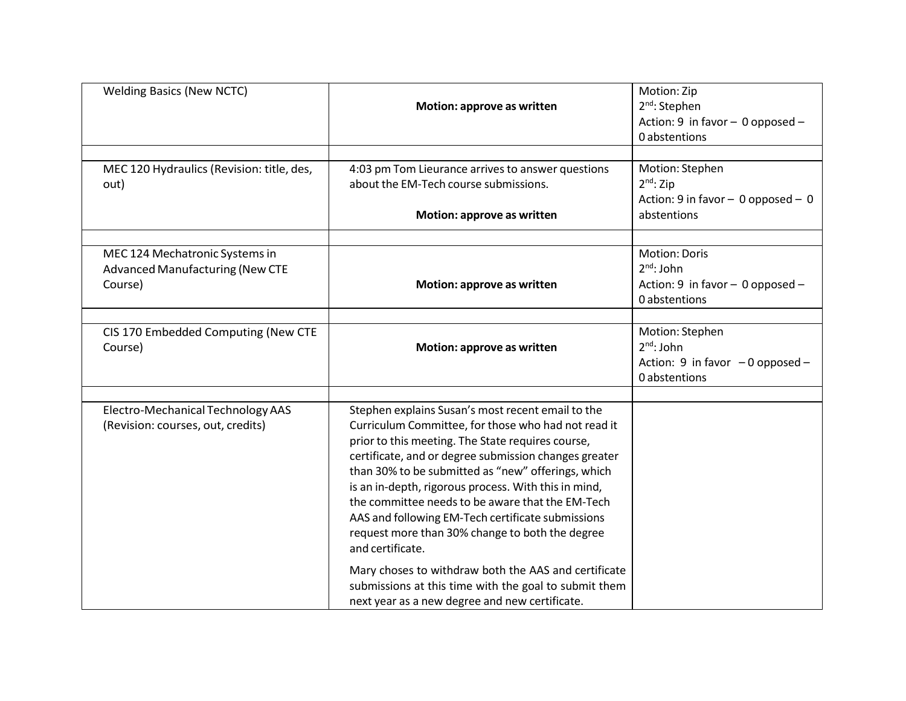| | | |
|---|---|---|
| Welding Basics (New NCTC) | **Motion: approve as written** | Motion: Zip<br>2nd: Stephen<br>Action: 9 in favor – 0 opposed – 0 abstentions |
| | | |
| MEC 120 Hydraulics (Revision: title, des, out) | 4:03 pm Tom Lieurance arrives to answer questions about the EM-Tech course submissions.<br><br>**Motion: approve as written** | Motion: Stephen<br>2nd: Zip<br>Action: 9 in favor – 0 opposed – 0 abstentions |
| | | |
| MEC 124 Mechatronic Systems in Advanced Manufacturing (New CTE Course) | **Motion: approve as written** | Motion: Doris<br>2nd: John<br>Action: 9 in favor – 0 opposed – 0 abstentions |
| | | |
| CIS 170 Embedded Computing (New CTE Course) | **Motion: approve as written** | Motion: Stephen<br>2nd: John<br>Action: 9 in favor – 0 opposed – 0 abstentions |
| | | |
| Electro-Mechanical Technology AAS (Revision: courses, out, credits) | Stephen explains Susan's most recent email to the Curriculum Committee, for those who had not read it prior to this meeting. The State requires course, certificate, and or degree submission changes greater than 30% to be submitted as "new" offerings, which is an in-depth, rigorous process. With this in mind, the committee needs to be aware that the EM-Tech AAS and following EM-Tech certificate submissions request more than 30% change to both the degree and certificate.<br><br>Mary choses to withdraw both the AAS and certificate submissions at this time with the goal to submit them next year as a new degree and new certificate. | |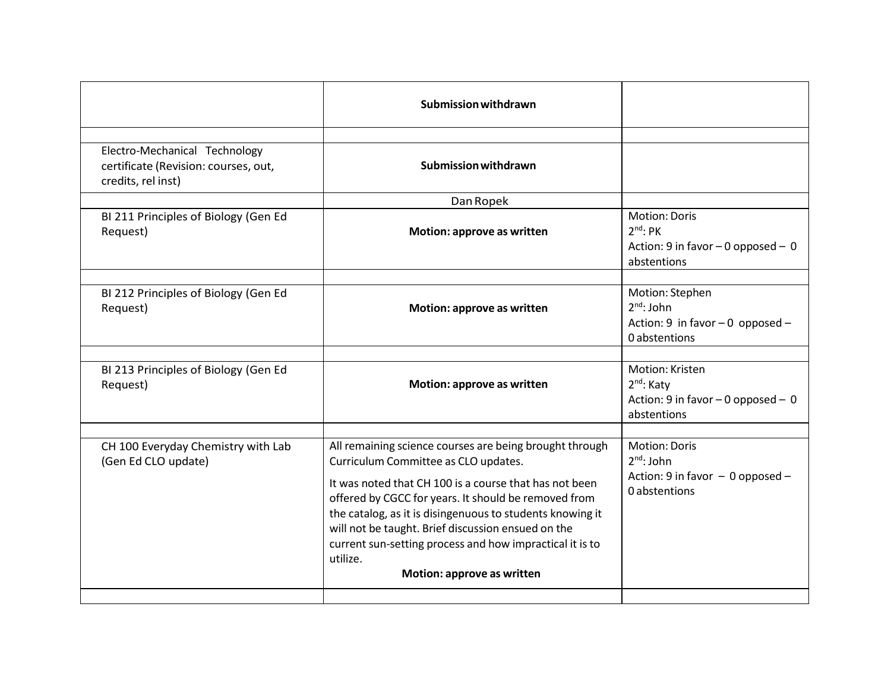| | | |
|---|---|---|
| | **Submission withdrawn** | |
| | | |
| Electro-Mechanical Technology certificate (Revision: courses, out, credits, rel inst) | **Submission withdrawn** | |
| | Dan Ropek | |
| BI 211 Principles of Biology (Gen Ed Request) | **Motion: approve as written** | Motion: Doris<br>2nd: PK<br>Action: 9 in favor – 0 opposed – 0 abstentions |
| | | |
| BI 212 Principles of Biology (Gen Ed Request) | **Motion: approve as written** | Motion: Stephen<br>2nd: John<br>Action: 9 in favor – 0 opposed – 0 abstentions |
| | | |
| BI 213 Principles of Biology (Gen Ed Request) | **Motion: approve as written** | Motion: Kristen<br>2nd: Katy<br>Action: 9 in favor – 0 opposed – 0 abstentions |
| | | |
| CH 100 Everyday Chemistry with Lab (Gen Ed CLO update) | All remaining science courses are being brought through Curriculum Committee as CLO updates.<br><br>It was noted that CH 100 is a course that has not been offered by CGCC for years. It should be removed from the catalog, as it is disingenuous to students knowing it will not be taught. Brief discussion ensued on the current sun-setting process and how impractical it is to utilize.<br>**Motion: approve as written** | Motion: Doris<br>2nd: John<br>Action: 9 in favor – 0 opposed – 0 abstentions |
| | | |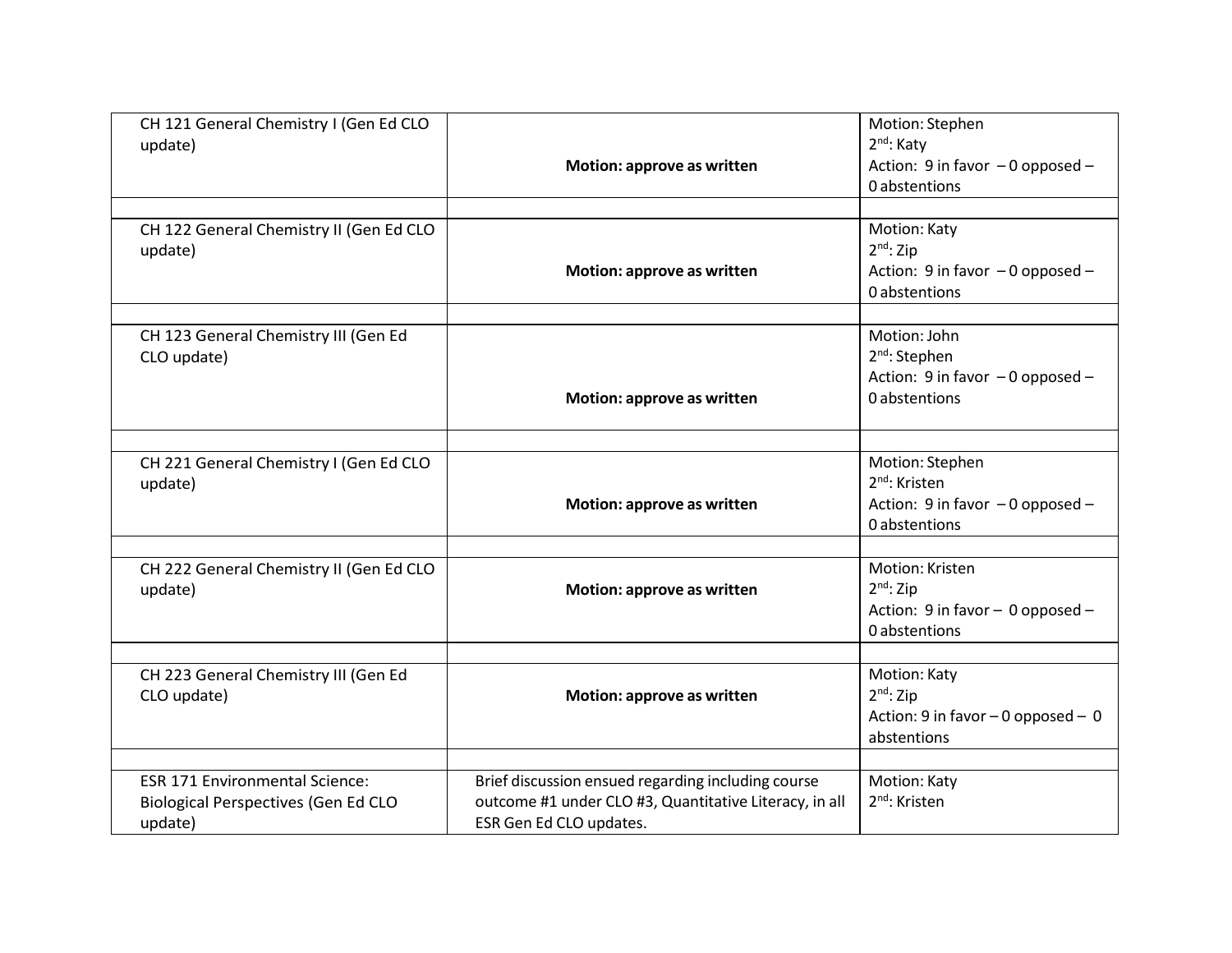| | | |
|---|---|---|
| CH 121 General Chemistry I (Gen Ed CLO update) | **Motion: approve as written** | Motion: Stephen<br>2nd: Katy<br>Action: 9 in favor – 0 opposed – 0 abstentions |
| | | |
| CH 122 General Chemistry II (Gen Ed CLO update) | **Motion: approve as written** | Motion: Katy<br>2nd: Zip<br>Action: 9 in favor – 0 opposed – 0 abstentions |
| | | |
| CH 123 General Chemistry III (Gen Ed CLO update) | **Motion: approve as written** | Motion: John<br>2nd: Stephen<br>Action: 9 in favor – 0 opposed – 0 abstentions |
| | | |
| CH 221 General Chemistry I (Gen Ed CLO update) | **Motion: approve as written** | Motion: Stephen<br>2nd: Kristen<br>Action: 9 in favor – 0 opposed – 0 abstentions |
| | | |
| CH 222 General Chemistry II (Gen Ed CLO update) | **Motion: approve as written** | Motion: Kristen<br>2nd: Zip<br>Action: 9 in favor – 0 opposed – 0 abstentions |
| | | |
| CH 223 General Chemistry III (Gen Ed CLO update) | **Motion: approve as written** | Motion: Katy<br>2nd: Zip<br>Action: 9 in favor – 0 opposed – 0 abstentions |
| | | |
| ESR 171 Environmental Science: Biological Perspectives (Gen Ed CLO update) | Brief discussion ensued regarding including course outcome #1 under CLO #3, Quantitative Literacy, in all ESR Gen Ed CLO updates. | Motion: Katy<br>2nd: Kristen |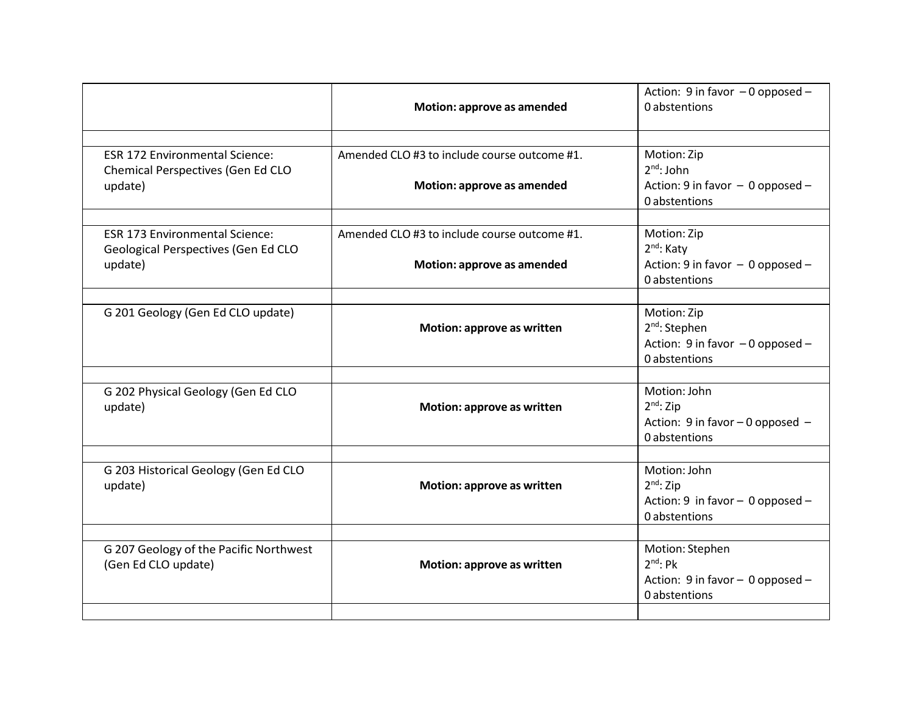| | | |
|---|---|---|
| | **Motion: approve as amended** | Action: 9 in favor – 0 opposed – 0 abstentions |
| | | |
| ESR 172 Environmental Science: Chemical Perspectives (Gen Ed CLO update) | Amended CLO #3 to include course outcome #1. **Motion: approve as amended** | Motion: Zip 2nd: John Action: 9 in favor – 0 opposed – 0 abstentions |
| | | |
| ESR 173 Environmental Science: Geological Perspectives (Gen Ed CLO update) | Amended CLO #3 to include course outcome #1. **Motion: approve as amended** | Motion: Zip 2nd: Katy Action: 9 in favor – 0 opposed – 0 abstentions |
| | | |
| G 201 Geology (Gen Ed CLO update) | **Motion: approve as written** | Motion: Zip 2nd: Stephen Action: 9 in favor – 0 opposed – 0 abstentions |
| | | |
| G 202 Physical Geology (Gen Ed CLO update) | **Motion: approve as written** | Motion: John 2nd: Zip Action: 9 in favor – 0 opposed – 0 abstentions |
| | | |
| G 203 Historical Geology (Gen Ed CLO update) | **Motion: approve as written** | Motion: John 2nd: Zip Action: 9 in favor – 0 opposed – 0 abstentions |
| | | |
| G 207 Geology of the Pacific Northwest (Gen Ed CLO update) | **Motion: approve as written** | Motion: Stephen 2nd: Pk Action: 9 in favor – 0 opposed – 0 abstentions |
| | | |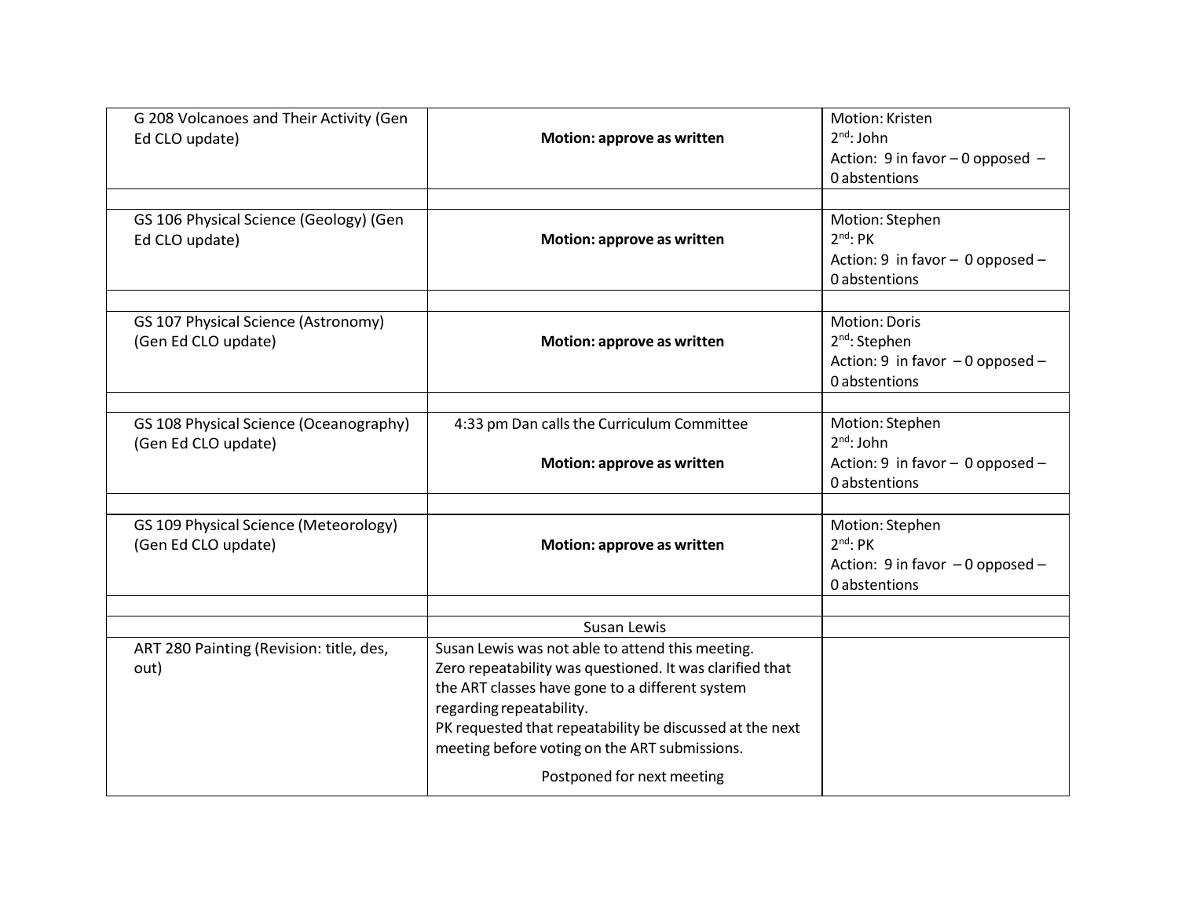| | | |
|---|---|---|
| G 208 Volcanoes and Their Activity (Gen Ed CLO update) | **Motion: approve as written** | Motion: Kristen<br>2nd: John<br>Action: 9 in favor – 0 opposed – 0 abstentions |
| | | |
| GS 106 Physical Science (Geology) (Gen Ed CLO update) | **Motion: approve as written** | Motion: Stephen<br>2nd: PK<br>Action: 9 in favor – 0 opposed – 0 abstentions |
| | | |
| GS 107 Physical Science (Astronomy) (Gen Ed CLO update) | **Motion: approve as written** | Motion: Doris<br>2nd: Stephen<br>Action: 9 in favor – 0 opposed – 0 abstentions |
| | | |
| GS 108 Physical Science (Oceanography) (Gen Ed CLO update) | 4:33 pm Dan calls the Curriculum Committee<br><br>**Motion: approve as written** | Motion: Stephen<br>2nd: John<br>Action: 9 in favor – 0 opposed – 0 abstentions |
| | | |
| GS 109 Physical Science (Meteorology) (Gen Ed CLO update) | **Motion: approve as written** | Motion: Stephen<br>2nd: PK<br>Action: 9 in favor – 0 opposed – 0 abstentions |
| | | |
| | Susan Lewis | |
| ART 280 Painting (Revision: title, des, out) | Susan Lewis was not able to attend this meeting.<br>Zero repeatability was questioned. It was clarified that the ART classes have gone to a different system regarding repeatability.<br>PK requested that repeatability be discussed at the next meeting before voting on the ART submissions.<br><br>Postponed for next meeting | |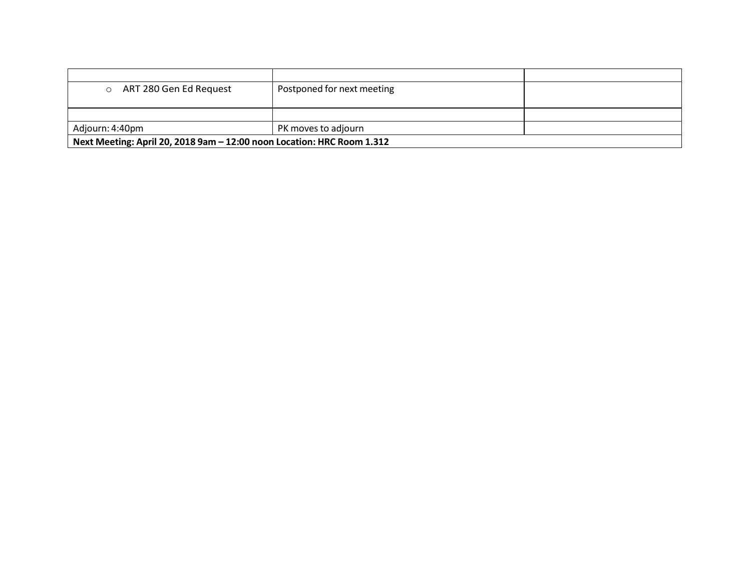| | | |
|---|---|---|
| | | |
| ○ ART 280 Gen Ed Request | Postponed for next meeting | |
| | | |
| Adjourn: 4:40pm | PK moves to adjourn | |
| **Next Meeting: April 20, 2018 9am – 12:00 noon Location: HRC Room 1.312** | | |